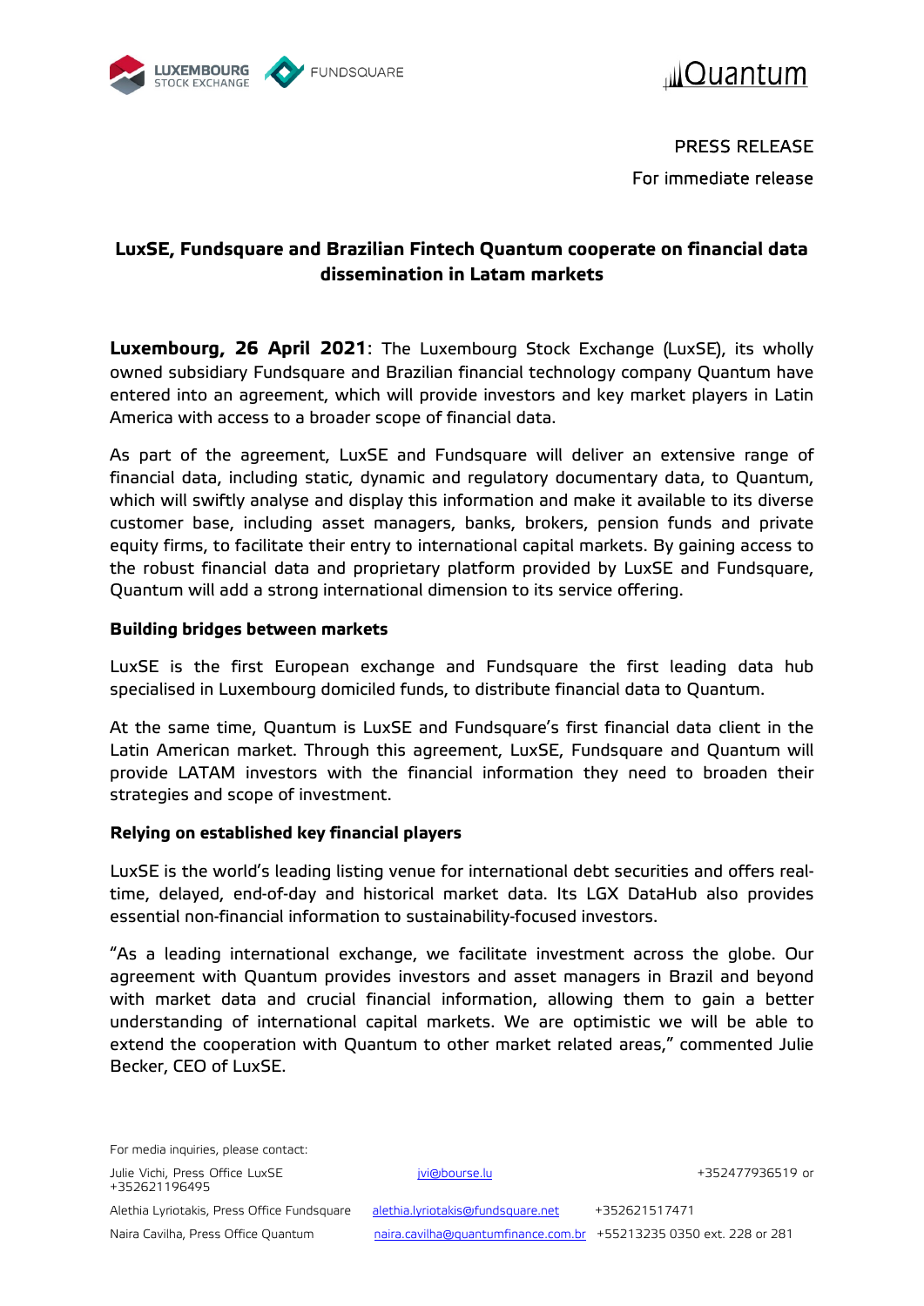PRESS RELEASE

For immediate release

## LuxSE, Fundsquare and Brazilian Fintech Quantum cooperate on financial data dissemination in Latam markets

**Luxembourg, 26 April 2021**: The Luxembourg Stock Exchange (LuxSE), its wholly owned subsidiary Fundsquare and Brazilian financial technology company Quantum have entered into an agreement, which will provide investors and key market players in Latin America with access to a broader scope of financial data.

As part of the agreement, LuxSE and Fundsquare will deliver an extensive range of financial data, including static, dynamic and regulatory documentary data, to Quantum, which will swiftly analyse and display this information and make it available to its diverse customer base, including asset managers, banks, brokers, pension funds and private equity firms, to facilitate their entry to international capital markets. By gaining access to the robust financial data and proprietary platform provided by LuxSE and Fundsquare, Quantum will add a strong international dimension to its service offering.

### Building bridges between markets

LuxSE is the first European exchange and Fundsquare the first leading data hub specialised in Luxembourg domiciled funds, to distribute financial data to Quantum.

At the same time, Quantum is LuxSE and Fundsquare's first financial data client in the Latin American market. Through this agreement, LuxSE, Fundsquare and Quantum will provide LATAM investors with the financial information they need to broaden their strategies and scope of investment.

### Relying on established key financial players

LuxSE is the world's leading listing venue for international debt securities and offers real-time, delayed, end-of-day and historical market data. Its LGX DataHub also provides essential non-financial information to sustainability-focused investors.

"As a leading international exchange, we facilitate investment across the globe. Our agreement with Quantum provides investors and asset managers in Brazil and beyond with market data and crucial financial information, allowing them to gain a better understanding of international capital markets. We are optimistic we will be able to extend the cooperation with Quantum to other market related areas," commented Julie Becker, CEO of LuxSE.

For media inquiries, please contact:

| | | |
|---|---|---|
| Julie Vichi, Press Office LuxSE | jvi@bourse.lu | +352477936519 or +352621196495 |
| Alethia Lyriotakis, Press Office Fundsquare | alethia.lyriotakis@fundsquare.net | +352621517471 |
| Naira Cavilha, Press Office Quantum | naira.cavilha@quantumfinance.com.br | +55213235 0350 ext. 228 or 281 |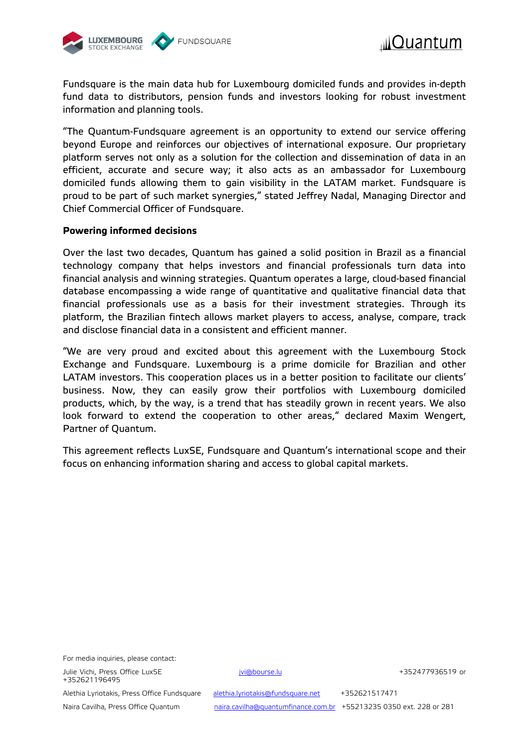Fundsquare is the main data hub for Luxembourg domiciled funds and provides in-depth fund data to distributors, pension funds and investors looking for robust investment information and planning tools.

"The Quantum-Fundsquare agreement is an opportunity to extend our service offering beyond Europe and reinforces our objectives of international exposure. Our proprietary platform serves not only as a solution for the collection and dissemination of data in an efficient, accurate and secure way; it also acts as an ambassador for Luxembourg domiciled funds allowing them to gain visibility in the LATAM market. Fundsquare is proud to be part of such market synergies," stated Jeffrey Nadal, Managing Director and Chief Commercial Officer of Fundsquare.

**Powering informed decisions**

Over the last two decades, Quantum has gained a solid position in Brazil as a financial technology company that helps investors and financial professionals turn data into financial analysis and winning strategies. Quantum operates a large, cloud-based financial database encompassing a wide range of quantitative and qualitative financial data that financial professionals use as a basis for their investment strategies. Through its platform, the Brazilian fintech allows market players to access, analyse, compare, track and disclose financial data in a consistent and efficient manner.

"We are very proud and excited about this agreement with the Luxembourg Stock Exchange and Fundsquare. Luxembourg is a prime domicile for Brazilian and other LATAM investors. This cooperation places us in a better position to facilitate our clients' business. Now, they can easily grow their portfolios with Luxembourg domiciled products, which, by the way, is a trend that has steadily grown in recent years. We also look forward to extend the cooperation to other areas," declared Maxim Wengert, Partner of Quantum.

This agreement reflects LuxSE, Fundsquare and Quantum's international scope and their focus on enhancing information sharing and access to global capital markets.

For media inquiries, please contact:

| | | |
|---|---|---|
| Julie Vichi, Press Office LuxSE | jvi@bourse.lu | +352477936519 or +352621196495 |
| Alethia Lyriotakis, Press Office Fundsquare | alethia.lyriotakis@fundsquare.net | +352621517471 |
| Naira Cavilha, Press Office Quantum | naira.cavilha@quantumfinance.com.br | +55213235 0350 ext. 228 or 281 |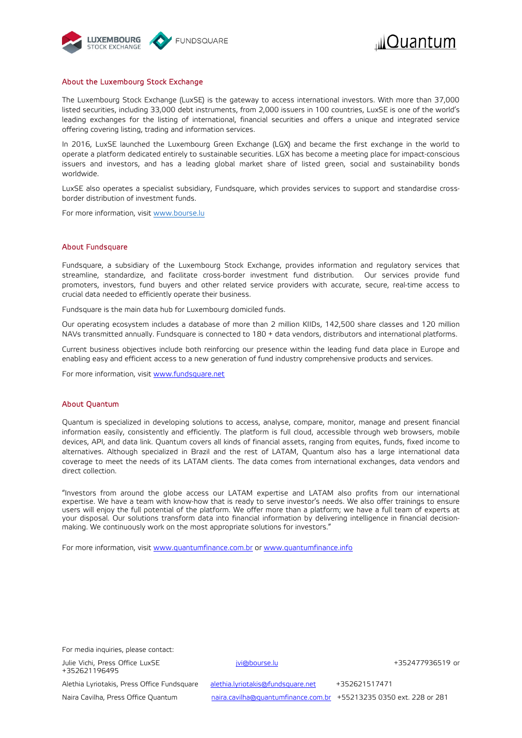## About the Luxembourg Stock Exchange

The Luxembourg Stock Exchange (LuxSE) is the gateway to access international investors. With more than 37,000 listed securities, including 33,000 debt instruments, from 2,000 issuers in 100 countries, LuxSE is one of the world's leading exchanges for the listing of international, financial securities and offers a unique and integrated service offering covering listing, trading and information services.

In 2016, LuxSE launched the Luxembourg Green Exchange (LGX) and became the first exchange in the world to operate a platform dedicated entirely to sustainable securities. LGX has become a meeting place for impact-conscious issuers and investors, and has a leading global market share of listed green, social and sustainability bonds worldwide.

LuxSE also operates a specialist subsidiary, Fundsquare, which provides services to support and standardise cross-border distribution of investment funds.

For more information, visit [www.bourse.lu](http://www.bourse.lu)

## About Fundsquare

Fundsquare, a subsidiary of the Luxembourg Stock Exchange, provides information and regulatory services that streamline, standardize, and facilitate cross-border investment fund distribution. Our services provide fund promoters, investors, fund buyers and other related service providers with accurate, secure, real-time access to crucial data needed to efficiently operate their business.

Fundsquare is the main data hub for Luxembourg domiciled funds.

Our operating ecosystem includes a database of more than 2 million KIIDs, 142,500 share classes and 120 million NAVs transmitted annually. Fundsquare is connected to 180 + data vendors, distributors and international platforms.

Current business objectives include both reinforcing our presence within the leading fund data place in Europe and enabling easy and efficient access to a new generation of fund industry comprehensive products and services.

For more information, visit [www.fundsquare.net](http://www.fundsquare.net)

## About Quantum

Quantum is specialized in developing solutions to access, analyse, compare, monitor, manage and present financial information easily, consistently and efficiently. The platform is full cloud, accessible through web browsers, mobile devices, API, and data link. Quantum covers all kinds of financial assets, ranging from equites, funds, fixed income to alternatives. Although specialized in Brazil and the rest of LATAM, Quantum also has a large international data coverage to meet the needs of its LATAM clients. The data comes from international exchanges, data vendors and direct collection.

"Investors from around the globe access our LATAM expertise and LATAM also profits from our international expertise. We have a team with know-how that is ready to serve investor's needs. We also offer trainings to ensure users will enjoy the full potential of the platform. We offer more than a platform; we have a full team of experts at your disposal. Our solutions transform data into financial information by delivering intelligence in financial decision-making. We continuously work on the most appropriate solutions for investors."

For more information, visit [www.quantumfinance.com.br](http://www.quantumfinance.com.br) or [www.quantumfinance.info](http://www.quantumfinance.info)

For media inquiries, please contact:

| | | |
|---|---|---|
| Julie Vichi, Press Office LuxSE | jvi@bourse.lu | +352477936519 or +352621196495 |
| Alethia Lyriotakis, Press Office Fundsquare | alethia.lyriotakis@fundsquare.net | +352621517471 |
| Naira Cavilha, Press Office Quantum | naira.cavilha@quantumfinance.com.br | +55213235 0350 ext. 228 or 281 |